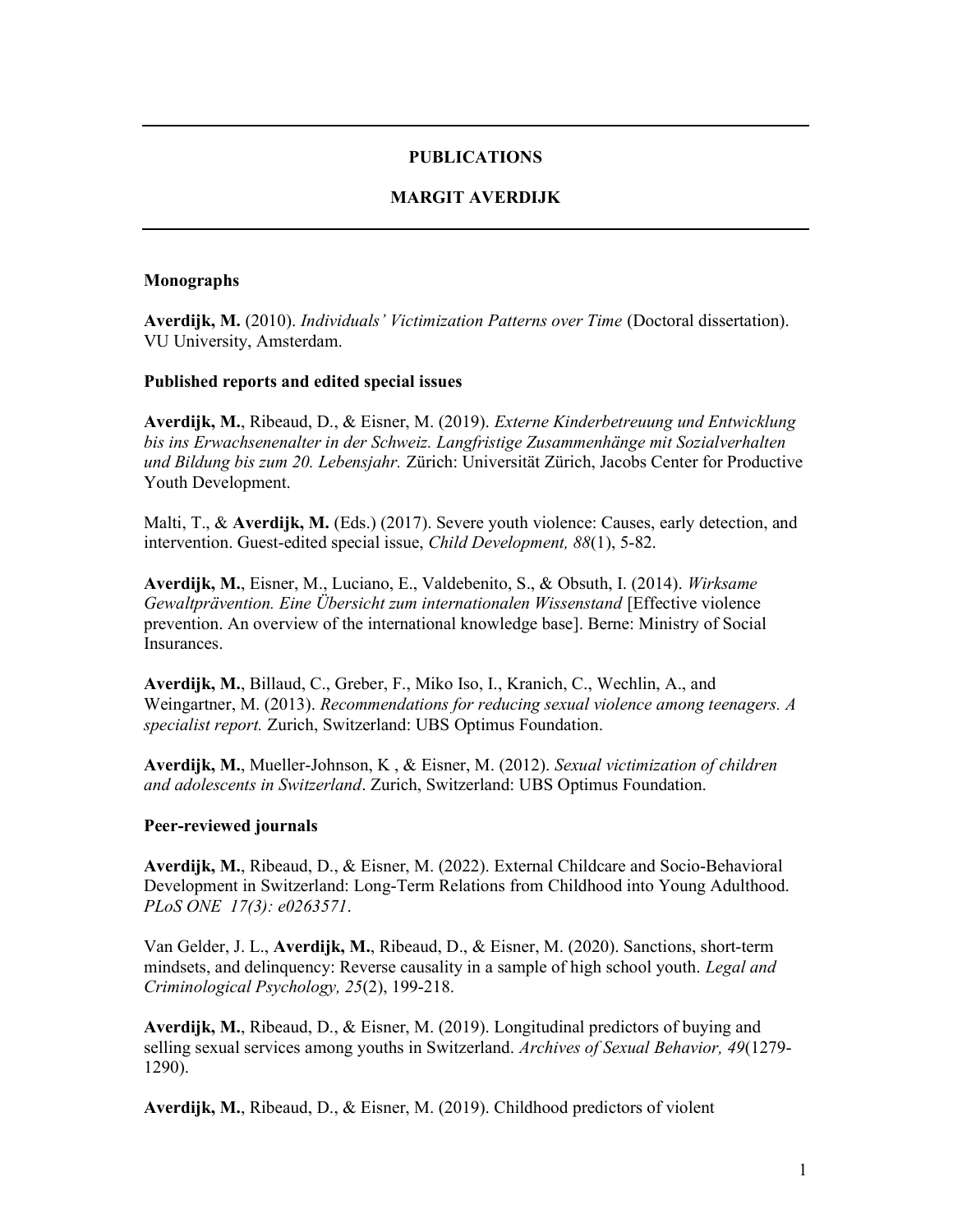# PUBLICATIONS

# MARGIT AVERDIJK

## Monographs

**Averdijk, M.** (2010). *Individuals' Victimization Patterns over Time* (Doctoral dissertation). VU University, Amsterdam.

## Published reports and edited special issues

**Averdijk, M.**, Ribeaud, D., & Eisner, M. (2019). *Externe Kinderbetreuung und Entwicklung bis ins Erwachsenenalter in der Schweiz. Langfristige Zusammenhänge mit Sozialverhalten und Bildung bis zum 20. Lebensjahr.* Zürich: Universität Zürich, Jacobs Center for Productive Youth Development.

Malti, T., & **Averdijk, M.** (Eds.) (2017). Severe youth violence: Causes, early detection, and intervention. Guest-edited special issue, *Child Development, 88*(1), 5-82.

**Averdijk, M.**, Eisner, M., Luciano, E., Valdebenito, S., & Obsuth, I. (2014). *Wirksame Gewaltprävention. Eine Übersicht zum internationalen Wissenstand* [Effective violence prevention. An overview of the international knowledge base]. Berne: Ministry of Social Insurances.

**Averdijk, M.**, Billaud, C., Greber, F., Miko Iso, I., Kranich, C., Wechlin, A., and Weingartner, M. (2013). *Recommendations for reducing sexual violence among teenagers. A specialist report.* Zurich, Switzerland: UBS Optimus Foundation.

**Averdijk, M.**, Mueller-Johnson, K , & Eisner, M. (2012). *Sexual victimization of children and adolescents in Switzerland*. Zurich, Switzerland: UBS Optimus Foundation.

## Peer-reviewed journals

**Averdijk, M.**, Ribeaud, D., & Eisner, M. (2022). External Childcare and Socio-Behavioral Development in Switzerland: Long-Term Relations from Childhood into Young Adulthood. *PLoS ONE 17(3): e0263571*.

Van Gelder, J. L., **Averdijk, M.**, Ribeaud, D., & Eisner, M. (2020). Sanctions, short-term mindsets, and delinquency: Reverse causality in a sample of high school youth. *Legal and Criminological Psychology, 25*(2), 199-218.

**Averdijk, M.**, Ribeaud, D., & Eisner, M. (2019). Longitudinal predictors of buying and selling sexual services among youths in Switzerland. *Archives of Sexual Behavior, 49*(1279-1290).

**Averdijk, M.**, Ribeaud, D., & Eisner, M. (2019). Childhood predictors of violent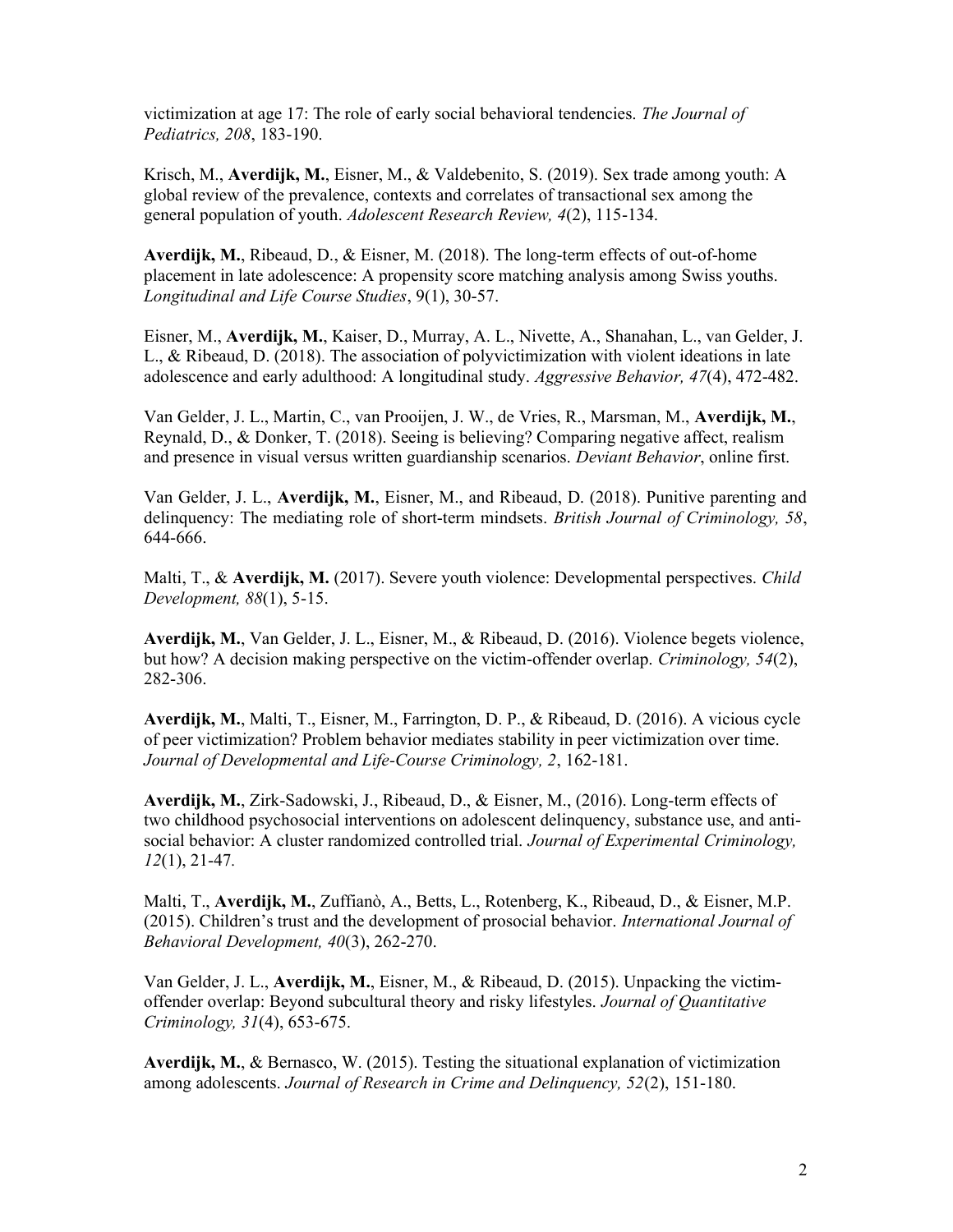victimization at age 17: The role of early social behavioral tendencies. *The Journal of Pediatrics, 208*, 183-190.

Krisch, M., **Averdijk, M.**, Eisner, M., & Valdebenito, S. (2019). Sex trade among youth: A global review of the prevalence, contexts and correlates of transactional sex among the general population of youth. *Adolescent Research Review, 4*(2), 115-134.

**Averdijk, M.**, Ribeaud, D., & Eisner, M. (2018). The long-term effects of out-of-home placement in late adolescence: A propensity score matching analysis among Swiss youths. *Longitudinal and Life Course Studies*, 9(1), 30-57.

Eisner, M., **Averdijk, M.**, Kaiser, D., Murray, A. L., Nivette, A., Shanahan, L., van Gelder, J. L., & Ribeaud, D. (2018). The association of polyvictimization with violent ideations in late adolescence and early adulthood: A longitudinal study. *Aggressive Behavior, 47*(4), 472-482.

Van Gelder, J. L., Martin, C., van Prooijen, J. W., de Vries, R., Marsman, M., **Averdijk, M.**, Reynald, D., & Donker, T. (2018). Seeing is believing? Comparing negative affect, realism and presence in visual versus written guardianship scenarios. *Deviant Behavior*, online first.

Van Gelder, J. L., **Averdijk, M.**, Eisner, M., and Ribeaud, D. (2018). Punitive parenting and delinquency: The mediating role of short-term mindsets. *British Journal of Criminology, 58*, 644-666.

Malti, T., & **Averdijk, M.** (2017). Severe youth violence: Developmental perspectives. *Child Development, 88*(1), 5-15.

**Averdijk, M.**, Van Gelder, J. L., Eisner, M., & Ribeaud, D. (2016). Violence begets violence, but how? A decision making perspective on the victim-offender overlap. *Criminology, 54*(2), 282-306.

**Averdijk, M.**, Malti, T., Eisner, M., Farrington, D. P., & Ribeaud, D. (2016). A vicious cycle of peer victimization? Problem behavior mediates stability in peer victimization over time. *Journal of Developmental and Life-Course Criminology, 2*, 162-181.

**Averdijk, M.**, Zirk-Sadowski, J., Ribeaud, D., & Eisner, M., (2016). Long-term effects of two childhood psychosocial interventions on adolescent delinquency, substance use, and anti-social behavior: A cluster randomized controlled trial. *Journal of Experimental Criminology, 12*(1), 21-47.

Malti, T., **Averdijk, M.**, Zuffianò, A., Betts, L., Rotenberg, K., Ribeaud, D., & Eisner, M.P. (2015). Children's trust and the development of prosocial behavior. *International Journal of Behavioral Development, 40*(3), 262-270.

Van Gelder, J. L., **Averdijk, M.**, Eisner, M., & Ribeaud, D. (2015). Unpacking the victim-offender overlap: Beyond subcultural theory and risky lifestyles. *Journal of Quantitative Criminology, 31*(4), 653-675.

**Averdijk, M.**, & Bernasco, W. (2015). Testing the situational explanation of victimization among adolescents. *Journal of Research in Crime and Delinquency, 52*(2), 151-180.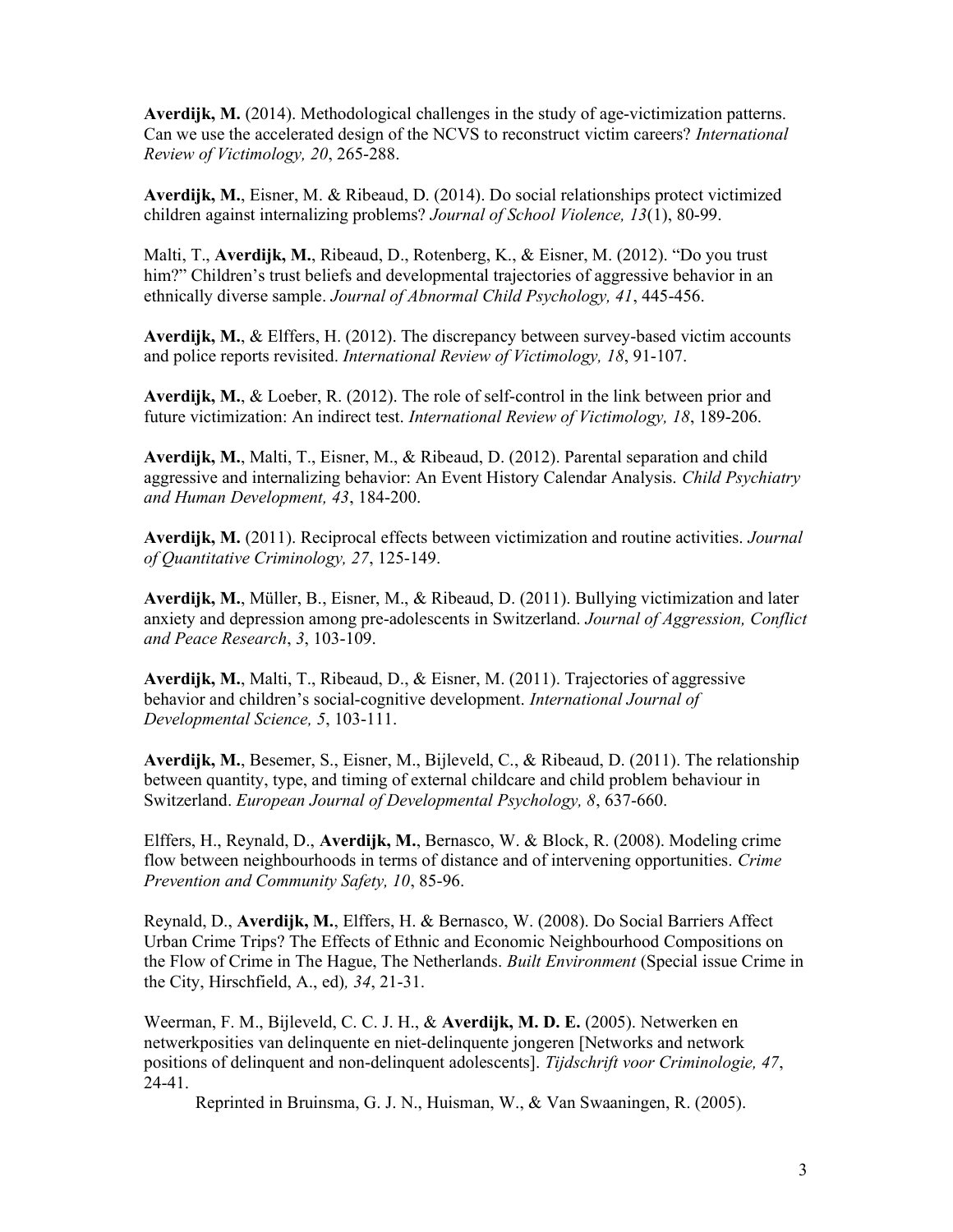**Averdijk, M.** (2014). Methodological challenges in the study of age-victimization patterns. Can we use the accelerated design of the NCVS to reconstruct victim careers? *International Review of Victimology, 20*, 265-288.

**Averdijk, M.**, Eisner, M. & Ribeaud, D. (2014). Do social relationships protect victimized children against internalizing problems? *Journal of School Violence, 13*(1), 80-99.

Malti, T., **Averdijk, M.**, Ribeaud, D., Rotenberg, K., & Eisner, M. (2012). "Do you trust him?" Children's trust beliefs and developmental trajectories of aggressive behavior in an ethnically diverse sample. *Journal of Abnormal Child Psychology, 41*, 445-456.

**Averdijk, M.**, & Elffers, H. (2012). The discrepancy between survey-based victim accounts and police reports revisited. *International Review of Victimology, 18*, 91-107.

**Averdijk, M.**, & Loeber, R. (2012). The role of self-control in the link between prior and future victimization: An indirect test. *International Review of Victimology, 18*, 189-206.

**Averdijk, M.**, Malti, T., Eisner, M., & Ribeaud, D. (2012). Parental separation and child aggressive and internalizing behavior: An Event History Calendar Analysis. *Child Psychiatry and Human Development, 43*, 184-200.

**Averdijk, M.** (2011). Reciprocal effects between victimization and routine activities. *Journal of Quantitative Criminology, 27*, 125-149.

**Averdijk, M.**, Müller, B., Eisner, M., & Ribeaud, D. (2011). Bullying victimization and later anxiety and depression among pre-adolescents in Switzerland. *Journal of Aggression, Conflict and Peace Research*, *3*, 103-109.

**Averdijk, M.**, Malti, T., Ribeaud, D., & Eisner, M. (2011). Trajectories of aggressive behavior and children's social-cognitive development. *International Journal of Developmental Science, 5*, 103-111.

**Averdijk, M.**, Besemer, S., Eisner, M., Bijleveld, C., & Ribeaud, D. (2011). The relationship between quantity, type, and timing of external childcare and child problem behaviour in Switzerland. *European Journal of Developmental Psychology, 8*, 637-660.

Elffers, H., Reynald, D., **Averdijk, M.**, Bernasco, W. & Block, R. (2008). Modeling crime flow between neighbourhoods in terms of distance and of intervening opportunities. *Crime Prevention and Community Safety, 10*, 85-96.

Reynald, D., **Averdijk, M.**, Elffers, H. & Bernasco, W. (2008). Do Social Barriers Affect Urban Crime Trips? The Effects of Ethnic and Economic Neighbourhood Compositions on the Flow of Crime in The Hague, The Netherlands. *Built Environment* (Special issue Crime in the City, Hirschfield, A., ed)*, 34*, 21-31.

Weerman, F. M., Bijleveld, C. C. J. H., & **Averdijk, M. D. E.** (2005). Netwerken en netwerkposities van delinquente en niet-delinquente jongeren [Networks and network positions of delinquent and non-delinquent adolescents]. *Tijdschrift voor Criminologie, 47*, 24-41.

Reprinted in Bruinsma, G. J. N., Huisman, W., & Van Swaaningen, R. (2005).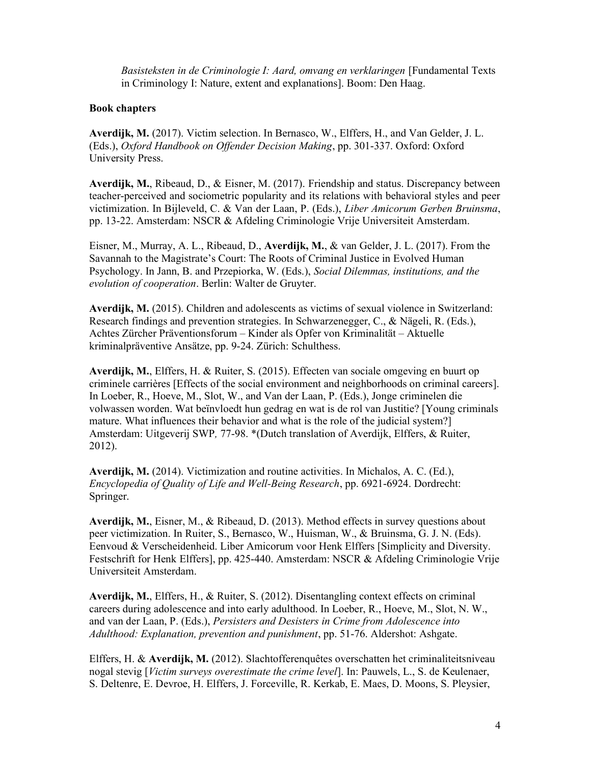*Basisteksten in de Criminologie I: Aard, omvang en verklaringen* [Fundamental Texts in Criminology I: Nature, extent and explanations]. Boom: Den Haag.

**Book chapters**

**Averdijk, M.** (2017). Victim selection. In Bernasco, W., Elffers, H., and Van Gelder, J. L. (Eds.), *Oxford Handbook on Offender Decision Making*, pp. 301-337. Oxford: Oxford University Press.

**Averdijk, M.**, Ribeaud, D., & Eisner, M. (2017). Friendship and status. Discrepancy between teacher-perceived and sociometric popularity and its relations with behavioral styles and peer victimization. In Bijleveld, C. & Van der Laan, P. (Eds.), *Liber Amicorum Gerben Bruinsma*, pp. 13-22. Amsterdam: NSCR & Afdeling Criminologie Vrije Universiteit Amsterdam.

Eisner, M., Murray, A. L., Ribeaud, D., **Averdijk, M.**, & van Gelder, J. L. (2017). From the Savannah to the Magistrate's Court: The Roots of Criminal Justice in Evolved Human Psychology. In Jann, B. and Przepiorka, W. (Eds.), *Social Dilemmas, institutions, and the evolution of cooperation*. Berlin: Walter de Gruyter.

**Averdijk, M.** (2015). Children and adolescents as victims of sexual violence in Switzerland: Research findings and prevention strategies. In Schwarzenegger, C., & Nägeli, R. (Eds.), Achtes Zürcher Präventionsforum – Kinder als Opfer von Kriminalität – Aktuelle kriminalpräventive Ansätze, pp. 9-24. Zürich: Schulthess.

**Averdijk, M.**, Elffers, H. & Ruiter, S. (2015). Effecten van sociale omgeving en buurt op criminele carrières [Effects of the social environment and neighborhoods on criminal careers]. In Loeber, R., Hoeve, M., Slot, W., and Van der Laan, P. (Eds.), Jonge criminelen die volwassen worden. Wat beïnvloedt hun gedrag en wat is de rol van Justitie? [Young criminals mature. What influences their behavior and what is the role of the judicial system?] Amsterdam: Uitgeverij SWP*,* 77-98. *(Dutch translation of Averdijk, Elffers, & Ruiter, 2012).

**Averdijk, M.** (2014). Victimization and routine activities. In Michalos, A. C. (Ed.), *Encyclopedia of Quality of Life and Well-Being Research*, pp. 6921-6924. Dordrecht: Springer.

**Averdijk, M.**, Eisner, M., & Ribeaud, D. (2013). Method effects in survey questions about peer victimization. In Ruiter, S., Bernasco, W., Huisman, W., & Bruinsma, G. J. N. (Eds). Eenvoud & Verscheidenheid. Liber Amicorum voor Henk Elffers [Simplicity and Diversity. Festschrift for Henk Elffers], pp. 425-440. Amsterdam: NSCR & Afdeling Criminologie Vrije Universiteit Amsterdam.

**Averdijk, M.**, Elffers, H., & Ruiter, S. (2012). Disentangling context effects on criminal careers during adolescence and into early adulthood. In Loeber, R., Hoeve, M., Slot, N. W., and van der Laan, P. (Eds.), *Persisters and Desisters in Crime from Adolescence into Adulthood: Explanation, prevention and punishment*, pp. 51-76. Aldershot: Ashgate.

Elffers, H. & **Averdijk, M.** (2012). Slachtofferenquêtes overschatten het criminaliteitsniveau nogal stevig [*Victim surveys overestimate the crime level*]. In: Pauwels, L., S. de Keulenaer, S. Deltenre, E. Devroe, H. Elffers, J. Forceville, R. Kerkab, E. Maes, D. Moons, S. Pleysier,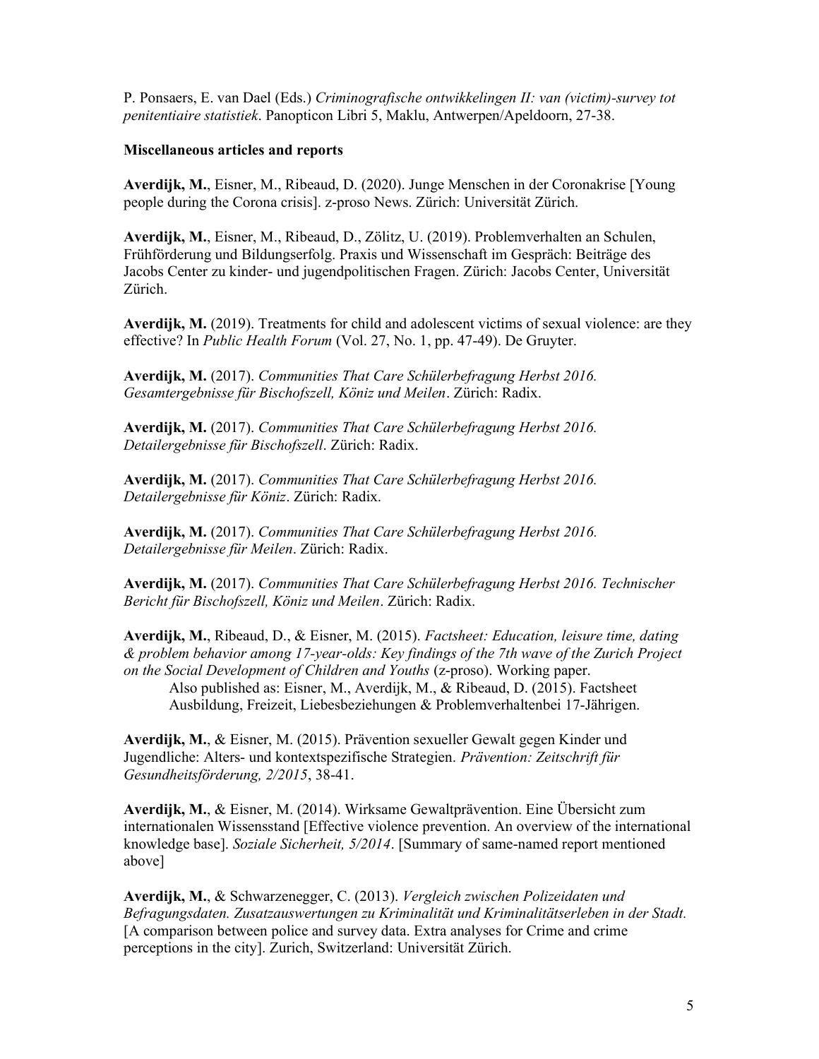P. Ponsaers, E. van Dael (Eds.) *Criminografische ontwikkelingen II: van (victim)-survey tot penitentiaire statistiek*. Panopticon Libri 5, Maklu, Antwerpen/Apeldoorn, 27-38.

**Miscellaneous articles and reports**

**Averdijk, M.**, Eisner, M., Ribeaud, D. (2020). Junge Menschen in der Coronakrise [Young people during the Corona crisis]. z-proso News. Zürich: Universität Zürich.

**Averdijk, M.**, Eisner, M., Ribeaud, D., Zölitz, U. (2019). Problemverhalten an Schulen, Frühförderung und Bildungserfolg. Praxis und Wissenschaft im Gespräch: Beiträge des Jacobs Center zu kinder- und jugendpolitischen Fragen. Zürich: Jacobs Center, Universität Zürich.

**Averdijk, M.** (2019). Treatments for child and adolescent victims of sexual violence: are they effective? In *Public Health Forum* (Vol. 27, No. 1, pp. 47-49). De Gruyter.

**Averdijk, M.** (2017). *Communities That Care Schülerbefragung Herbst 2016. Gesamtergebnisse für Bischofszell, Köniz und Meilen*. Zürich: Radix.

**Averdijk, M.** (2017). *Communities That Care Schülerbefragung Herbst 2016. Detailergebnisse für Bischofszell*. Zürich: Radix.

**Averdijk, M.** (2017). *Communities That Care Schülerbefragung Herbst 2016. Detailergebnisse für Köniz*. Zürich: Radix.

**Averdijk, M.** (2017). *Communities That Care Schülerbefragung Herbst 2016. Detailergebnisse für Meilen*. Zürich: Radix.

**Averdijk, M.** (2017). *Communities That Care Schülerbefragung Herbst 2016. Technischer Bericht für Bischofszell, Köniz und Meilen*. Zürich: Radix.

**Averdijk, M.**, Ribeaud, D., & Eisner, M. (2015). *Factsheet: Education, leisure time, dating & problem behavior among 17-year-olds: Key findings of the 7th wave of the Zurich Project on the Social Development of Children and Youths* (z-proso). Working paper.
Also published as: Eisner, M., Averdijk, M., & Ribeaud, D. (2015). Factsheet Ausbildung, Freizeit, Liebesbeziehungen & Problemverhaltenbei 17-Jährigen.

**Averdijk, M.**, & Eisner, M. (2015). Prävention sexueller Gewalt gegen Kinder und Jugendliche: Alters- und kontextspezifische Strategien. *Prävention: Zeitschrift für Gesundheitsförderung, 2/2015*, 38-41.

**Averdijk, M.**, & Eisner, M. (2014). Wirksame Gewaltprävention. Eine Übersicht zum internationalen Wissensstand [Effective violence prevention. An overview of the international knowledge base]. *Soziale Sicherheit, 5/2014*. [Summary of same-named report mentioned above]

**Averdijk, M.**, & Schwarzenegger, C. (2013). *Vergleich zwischen Polizeidaten und Befragungsdaten. Zusatzauswertungen zu Kriminalität und Kriminalitätserleben in der Stadt.* [A comparison between police and survey data. Extra analyses for Crime and crime perceptions in the city]. Zurich, Switzerland: Universität Zürich.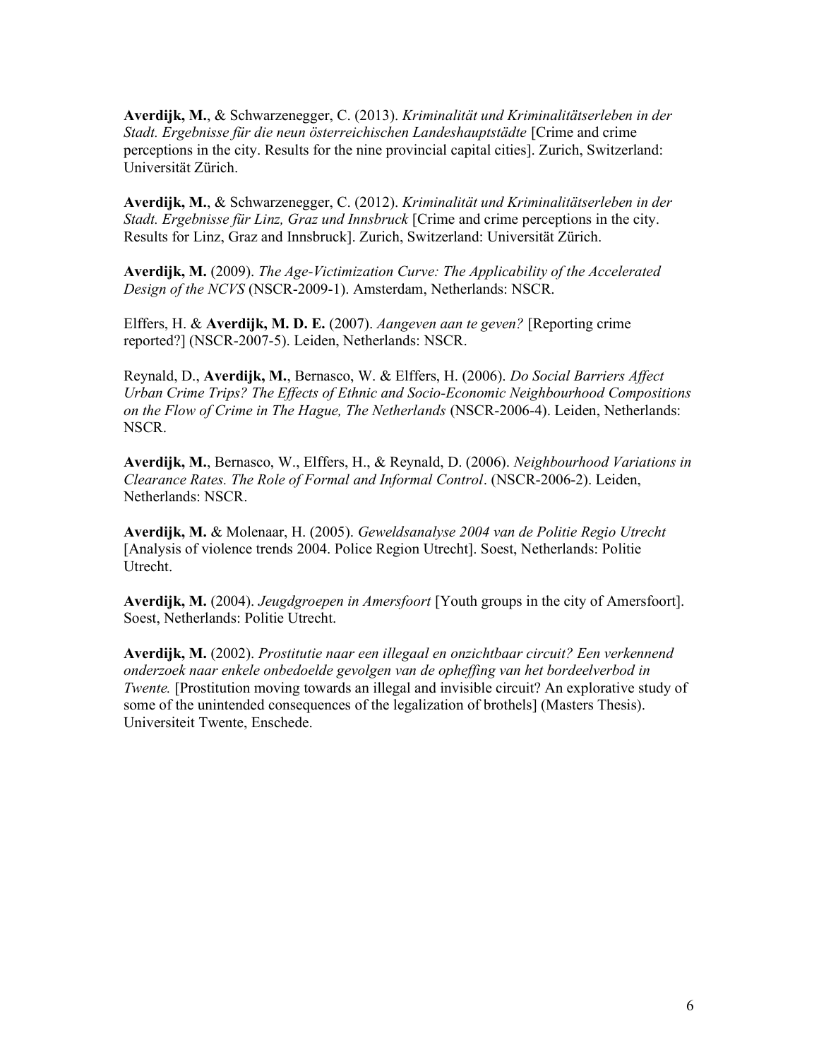**Averdijk, M.**, & Schwarzenegger, C. (2013). *Kriminalität und Kriminalitätserleben in der Stadt. Ergebnisse für die neun österreichischen Landeshauptstädte* [Crime and crime perceptions in the city. Results for the nine provincial capital cities]. Zurich, Switzerland: Universität Zürich.

**Averdijk, M.**, & Schwarzenegger, C. (2012). *Kriminalität und Kriminalitätserleben in der Stadt. Ergebnisse für Linz, Graz und Innsbruck* [Crime and crime perceptions in the city. Results for Linz, Graz and Innsbruck]. Zurich, Switzerland: Universität Zürich.

**Averdijk, M.** (2009). *The Age-Victimization Curve: The Applicability of the Accelerated Design of the NCVS* (NSCR-2009-1). Amsterdam, Netherlands: NSCR.

Elffers, H. & **Averdijk, M. D. E.** (2007). *Aangeven aan te geven?* [Reporting crime reported?] (NSCR-2007-5). Leiden, Netherlands: NSCR.

Reynald, D., **Averdijk, M.**, Bernasco, W. & Elffers, H. (2006). *Do Social Barriers Affect Urban Crime Trips? The Effects of Ethnic and Socio-Economic Neighbourhood Compositions on the Flow of Crime in The Hague, The Netherlands* (NSCR-2006-4). Leiden, Netherlands: NSCR.

**Averdijk, M.**, Bernasco, W., Elffers, H., & Reynald, D. (2006). *Neighbourhood Variations in Clearance Rates. The Role of Formal and Informal Control*. (NSCR-2006-2). Leiden, Netherlands: NSCR.

**Averdijk, M.** & Molenaar, H. (2005). *Geweldsanalyse 2004 van de Politie Regio Utrecht* [Analysis of violence trends 2004. Police Region Utrecht]. Soest, Netherlands: Politie Utrecht.

**Averdijk, M.** (2004). *Jeugdgroepen in Amersfoort* [Youth groups in the city of Amersfoort]. Soest, Netherlands: Politie Utrecht.

**Averdijk, M.** (2002). *Prostitutie naar een illegaal en onzichtbaar circuit? Een verkennend onderzoek naar enkele onbedoelde gevolgen van de opheffing van het bordeelverbod in Twente.* [Prostitution moving towards an illegal and invisible circuit? An explorative study of some of the unintended consequences of the legalization of brothels] (Masters Thesis). Universiteit Twente, Enschede.